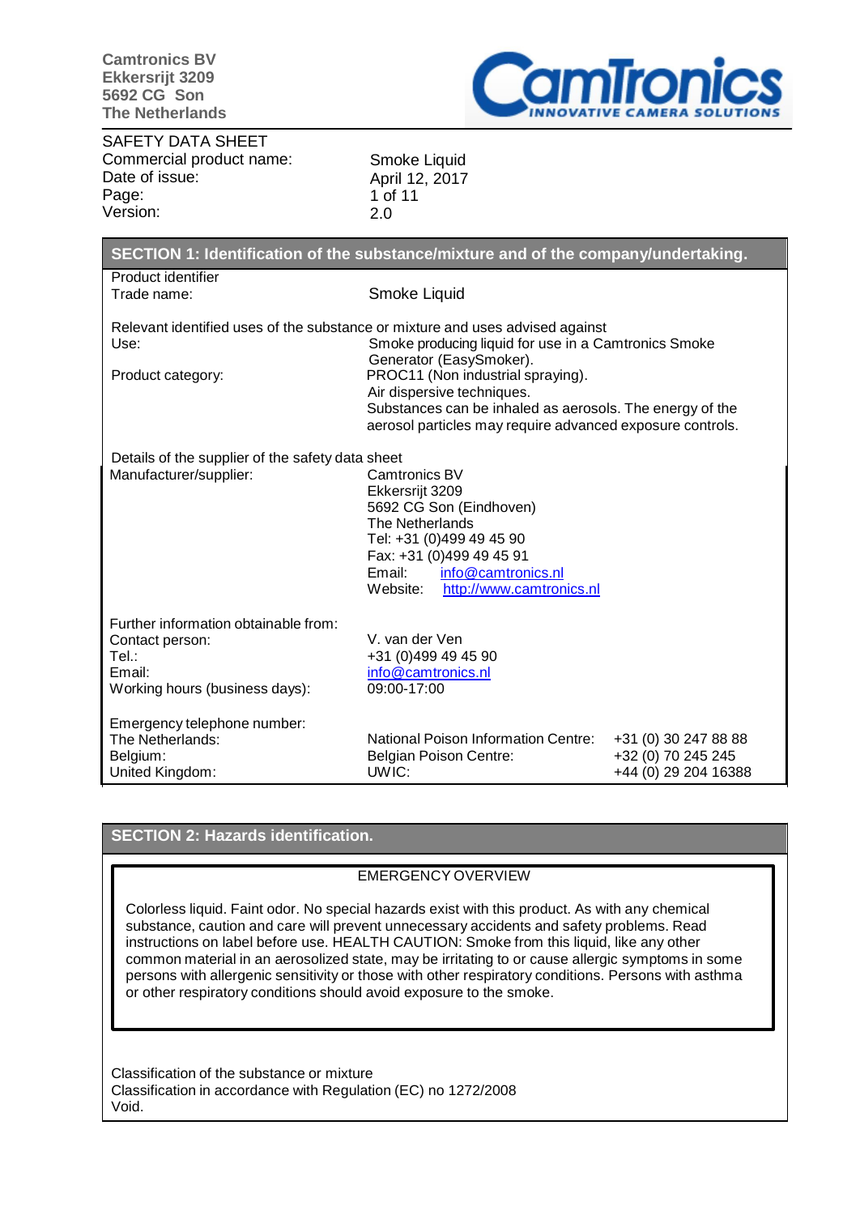**Camtronics BV**
**Ekkersrijt 3209**
**5692 CG Son**
**The Netherlands**

CamTronics INNOVATIVE CAMERA SOLUTIONS

SAFETY DATA SHEET

| | |
|---|---|
| Commercial product name: | Smoke Liquid |
| Date of issue: | April 12, 2017 |
| Page: | 1 of 11 |
| Version: | 2.0 |

## SECTION 1: Identification of the substance/mixture and of the company/undertaking.

Product identifier

| | |
|---|---|
| Trade name: | Smoke Liquid |

Relevant identified uses of the substance or mixture and uses advised against

| | |
|---|---|
| Use: | Smoke producing liquid for use in a Camtronics Smoke Generator (EasySmoker). |
| Product category: | PROC11 (Non industrial spraying). Air dispersive techniques. Substances can be inhaled as aerosols. The energy of the aerosol particles may require advanced exposure controls. |

Details of the supplier of the safety data sheet

| | |
|---|---|
| Manufacturer/supplier: | Camtronics BV<br>Ekkersrijt 3209<br>5692 CG Son (Eindhoven)<br>The Netherlands<br>Tel: +31 (0)499 49 45 90<br>Fax: +31 (0)499 49 45 91<br>Email: info@camtronics.nl<br>Website: http://www.camtronics.nl |

Further information obtainable from:

| | |
|---|---|
| Contact person: | V. van der Ven |
| Tel.: | +31 (0)499 49 45 90 |
| Email: | info@camtronics.nl |
| Working hours (business days): | 09:00-17:00 |

Emergency telephone number:

| | | |
|---|---|---|
| The Netherlands: | National Poison Information Centre: | +31 (0) 30 247 88 88 |
| Belgium: | Belgian Poison Centre: | +32 (0) 70 245 245 |
| United Kingdom: | UWIC: | +44 (0) 29 204 16388 |

## SECTION 2: Hazards identification.

EMERGENCY OVERVIEW

Colorless liquid. Faint odor. No special hazards exist with this product. As with any chemical substance, caution and care will prevent unnecessary accidents and safety problems. Read instructions on label before use. HEALTH CAUTION: Smoke from this liquid, like any other common material in an aerosolized state, may be irritating to or cause allergic symptoms in some persons with allergenic sensitivity or those with other respiratory conditions. Persons with asthma or other respiratory conditions should avoid exposure to the smoke.

Classification of the substance or mixture
Classification in accordance with Regulation (EC) no 1272/2008
Void.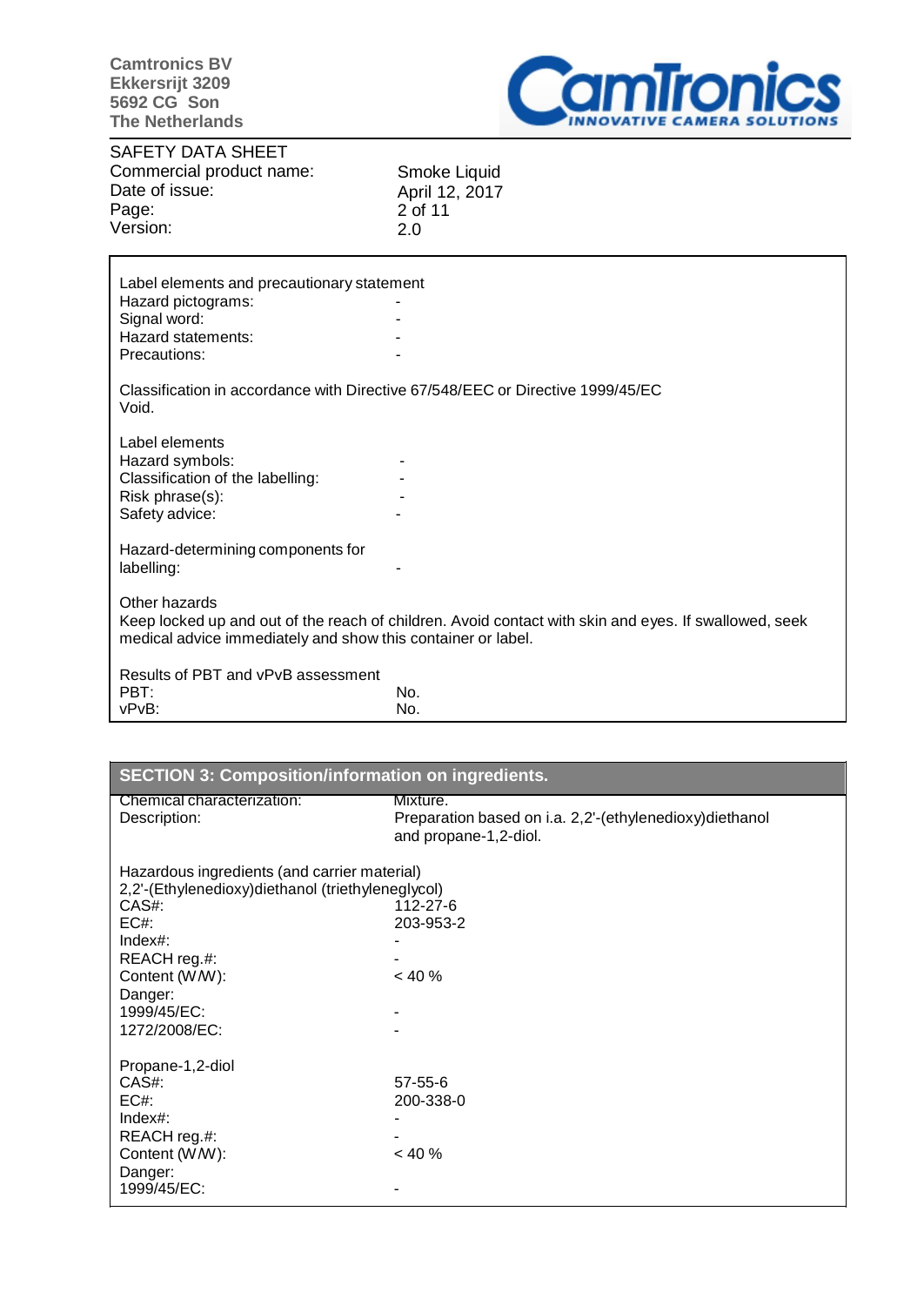Camtronics BV
Ekkersrijt 3209
5692 CG Son
The Netherlands

SAFETY DATA SHEET

| | |
|---|---|
| Commercial product name: | Smoke Liquid |
| Date of issue: | April 12, 2017 |
| Page: | 2 of 11 |
| Version: | 2.0 |

Label elements and precautionary statement

| | |
|---|---|
| Hazard pictograms: | - |
| Signal word: | - |
| Hazard statements: | - |
| Precautions: | - |

Classification in accordance with Directive 67/548/EEC or Directive 1999/45/EC
Void.

Label elements

| | |
|---|---|
| Hazard symbols: | - |
| Classification of the labelling: | - |
| Risk phrase(s): | - |
| Safety advice: | - |

| | |
|---|---|
| Hazard-determining components for labelling: | - |

Other hazards
Keep locked up and out of the reach of children. Avoid contact with skin and eyes. If swallowed, seek medical advice immediately and show this container or label.

Results of PBT and vPvB assessment

| | |
|---|---|
| PBT: | No. |
| vPvB: | No. |

## SECTION 3: Composition/information on ingredients.

| | |
|---|---|
| Chemical characterization: | Mixture. |
| Description: | Preparation based on i.a. 2,2'-(ethylenedioxy)diethanol and propane-1,2-diol. |

Hazardous ingredients (and carrier material)

2,2'-(Ethylenedioxy)diethanol (triethyleneglycol)

| | |
|---|---|
| CAS#: | 112-27-6 |
| EC#: | 203-953-2 |
| Index#: | - |
| REACH reg.#: | - |
| Content (W/W): | < 40 % |
| Danger: | |
| 1999/45/EC: | - |
| 1272/2008/EC: | - |

Propane-1,2-diol

| | |
|---|---|
| CAS#: | 57-55-6 |
| EC#: | 200-338-0 |
| Index#: | - |
| REACH reg.#: | - |
| Content (W/W): | < 40 % |
| Danger: | |
| 1999/45/EC: | - |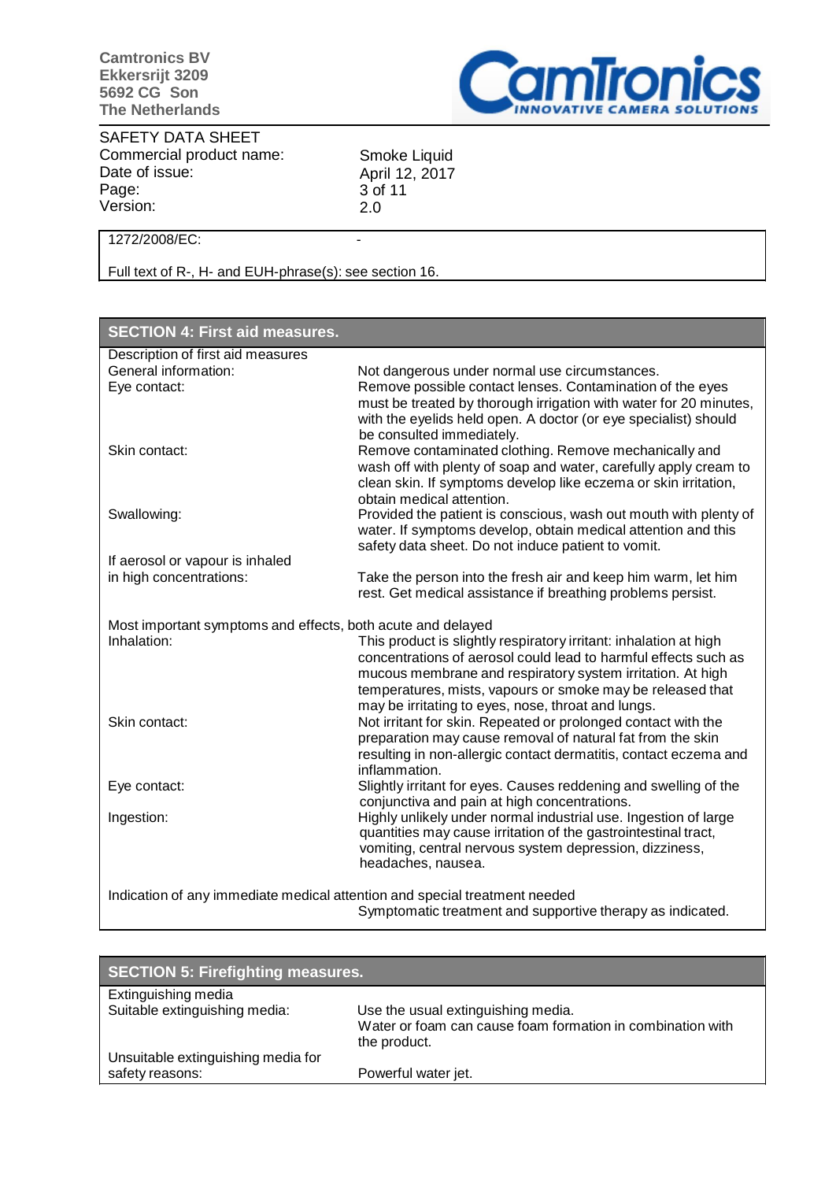| | |
|---|---|
| 1272/2008/EC: | - |

Full text of R-, H- and EUH-phrase(s): see section 16.

## SECTION 4: First aid measures.

**Description of first aid measures**

| | |
|---|---|
| General information: | Not dangerous under normal use circumstances. |
| Eye contact: | Remove possible contact lenses. Contamination of the eyes must be treated by thorough irrigation with water for 20 minutes, with the eyelids held open. A doctor (or eye specialist) should be consulted immediately. |
| Skin contact: | Remove contaminated clothing. Remove mechanically and wash off with plenty of soap and water, carefully apply cream to clean skin. If symptoms develop like eczema or skin irritation, obtain medical attention. |
| Swallowing: | Provided the patient is conscious, wash out mouth with plenty of water. If symptoms develop, obtain medical attention and this safety data sheet. Do not induce patient to vomit. |
| If aerosol or vapour is inhaled in high concentrations: | Take the person into the fresh air and keep him warm, let him rest. Get medical assistance if breathing problems persist. |

**Most important symptoms and effects, both acute and delayed**

| | |
|---|---|
| Inhalation: | This product is slightly respiratory irritant: inhalation at high concentrations of aerosol could lead to harmful effects such as mucous membrane and respiratory system irritation. At high temperatures, mists, vapours or smoke may be released that may be irritating to eyes, nose, throat and lungs. |
| Skin contact: | Not irritant for skin. Repeated or prolonged contact with the preparation may cause removal of natural fat from the skin resulting in non-allergic contact dermatitis, contact eczema and inflammation. |
| Eye contact: | Slightly irritant for eyes. Causes reddening and swelling of the conjunctiva and pain at high concentrations. |
| Ingestion: | Highly unlikely under normal industrial use. Ingestion of large quantities may cause irritation of the gastrointestinal tract, vomiting, central nervous system depression, dizziness, headaches, nausea. |

**Indication of any immediate medical attention and special treatment needed**

Symptomatic treatment and supportive therapy as indicated.

## SECTION 5: Firefighting measures.

**Extinguishing media**

| | |
|---|---|
| Suitable extinguishing media: | Use the usual extinguishing media. Water or foam can cause foam formation in combination with the product. |
| Unsuitable extinguishing media for safety reasons: | Powerful water jet. |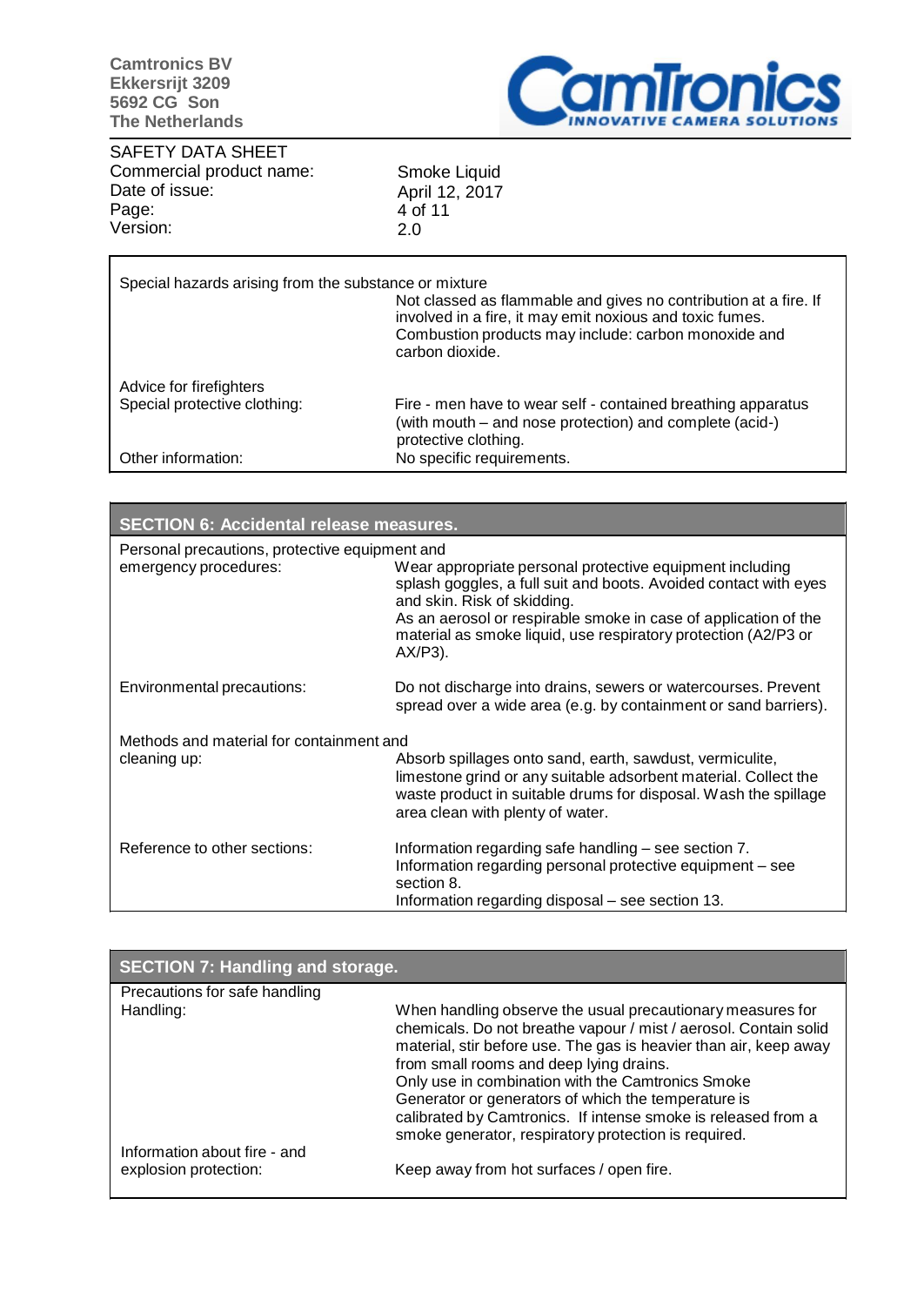| Special hazards arising from the substance or mixture | |
|---|---|
| | Not classed as flammable and gives no contribution at a fire. If involved in a fire, it may emit noxious and toxic fumes. Combustion products may include: carbon monoxide and carbon dioxide. |
| Advice for firefighters | |
| Special protective clothing: | Fire - men have to wear self - contained breathing apparatus (with mouth – and nose protection) and complete (acid-) protective clothing. |
| Other information: | No specific requirements. |

## SECTION 6: Accidental release measures.

| | |
|---|---|
| Personal precautions, protective equipment and emergency procedures: | Wear appropriate personal protective equipment including splash goggles, a full suit and boots. Avoided contact with eyes and skin. Risk of skidding.<br>As an aerosol or respirable smoke in case of application of the material as smoke liquid, use respiratory protection (A2/P3 or AX/P3). |
| Environmental precautions: | Do not discharge into drains, sewers or watercourses. Prevent spread over a wide area (e.g. by containment or sand barriers). |
| Methods and material for containment and cleaning up: | Absorb spillages onto sand, earth, sawdust, vermiculite, limestone grind or any suitable adsorbent material. Collect the waste product in suitable drums for disposal. Wash the spillage area clean with plenty of water. |
| Reference to other sections: | Information regarding safe handling – see section 7.<br>Information regarding personal protective equipment – see section 8.<br>Information regarding disposal – see section 13. |

## SECTION 7: Handling and storage.

| | |
|---|---|
| Precautions for safe handling | |
| Handling: | When handling observe the usual precautionary measures for chemicals. Do not breathe vapour / mist / aerosol. Contain solid material, stir before use. The gas is heavier than air, keep away from small rooms and deep lying drains.<br>Only use in combination with the Camtronics Smoke Generator or generators of which the temperature is calibrated by Camtronics. If intense smoke is released from a smoke generator, respiratory protection is required. |
| Information about fire - and explosion protection: | Keep away from hot surfaces / open fire. |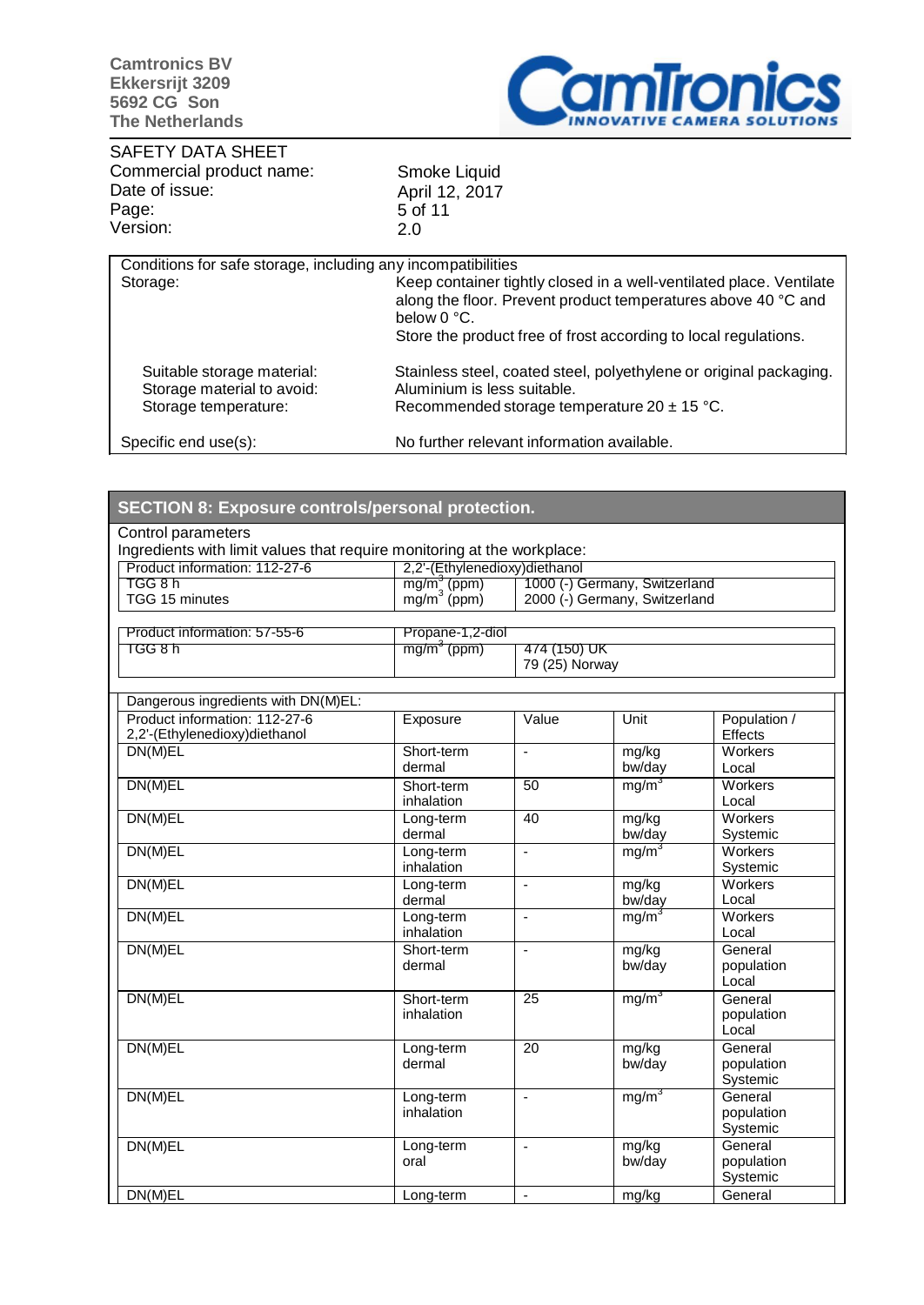| Conditions for safe storage, including any incompatibilities | |
|---|---|
| Storage: | Keep container tightly closed in a well-ventilated place. Ventilate along the floor. Prevent product temperatures above 40 °C and below 0 °C.<br>Store the product free of frost according to local regulations. |
| Suitable storage material: | Stainless steel, coated steel, polyethylene or original packaging. |
| Storage material to avoid: | Aluminium is less suitable. |
| Storage temperature: | Recommended storage temperature 20 ± 15 °C. |
| Specific end use(s): | No further relevant information available. |

## SECTION 8: Exposure controls/personal protection.

Control parameters

Ingredients with limit values that require monitoring at the workplace:

| Product information: 112-27-6 | 2,2'-(Ethylenedioxy)diethanol | |
|---|---|---|
| TGG 8 h | $mg/m^3$ (ppm) | 1000 (-) Germany, Switzerland |
| TGG 15 minutes | $mg/m^3$ (ppm) | 2000 (-) Germany, Switzerland |

| Product information: 57-55-6 | Propane-1,2-diol | |
|---|---|---|
| TGG 8 h | $mg/m^3$ (ppm) | 474 (150) UK<br>79 (25) Norway |

Dangerous ingredients with DN(M)EL:

| Product information: 112-27-6 2,2'-(Ethylenedioxy)diethanol | Exposure | Value | Unit | Population / Effects |
|---|---|---|---|---|
| DN(M)EL | Short-term dermal | - | mg/kg bw/day | Workers Local |
| DN(M)EL | Short-term inhalation | 50 | $mg/m^3$ | Workers Local |
| DN(M)EL | Long-term dermal | 40 | mg/kg bw/day | Workers Systemic |
| DN(M)EL | Long-term inhalation | - | $mg/m^3$ | Workers Systemic |
| DN(M)EL | Long-term dermal | - | mg/kg bw/day | Workers Local |
| DN(M)EL | Long-term inhalation | - | $mg/m^3$ | Workers Local |
| DN(M)EL | Short-term dermal | - | mg/kg bw/day | General population Local |
| DN(M)EL | Short-term inhalation | 25 | $mg/m^3$ | General population Local |
| DN(M)EL | Long-term dermal | 20 | mg/kg bw/day | General population Systemic |
| DN(M)EL | Long-term inhalation | - | $mg/m^3$ | General population Systemic |
| DN(M)EL | Long-term oral | - | mg/kg bw/day | General population Systemic |
| DN(M)EL | Long-term | - | mg/kg | General |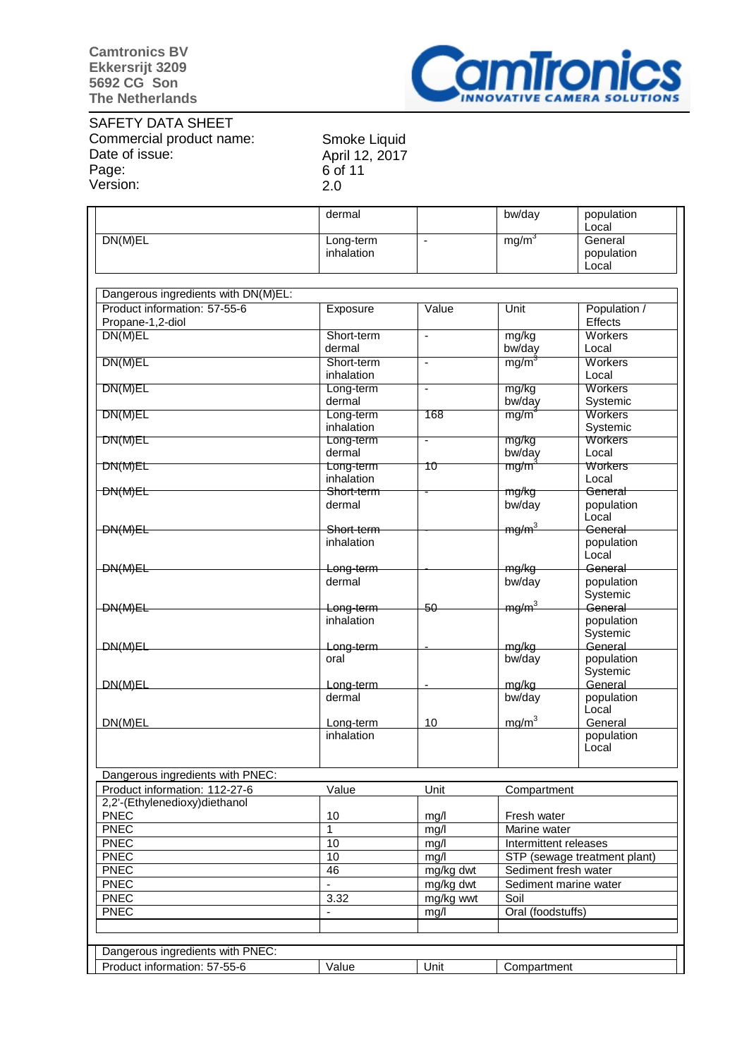| | dermal | | bw/day | population Local |
|---|---|---|---|---|
| DN(M)EL | Long-term inhalation | - | $mg/m^3$ | General population Local |

| Dangerous ingredients with DN(M)EL: | | | | |
|---|---|---|---|---|
| Product information: 57-55-6 Propane-1,2-diol | Exposure | Value | Unit | Population / Effects |
| DN(M)EL | Short-term dermal | - | mg/kg bw/day | Workers Local |
| DN(M)EL | Short-term inhalation | - | $mg/m^3$ | Workers Local |
| DN(M)EL | Long-term dermal | - | mg/kg bw/day | Workers Systemic |
| DN(M)EL | Long-term inhalation | 168 | $mg/m^3$ | Workers Systemic |
| DN(M)EL | Long-term dermal | - | mg/kg bw/day | Workers Local |
| DN(M)EL | Long-term inhalation | 10 | $mg/m^3$ | Workers Local |
| DN(M)EL | Short-term dermal | - | mg/kg bw/day | General population Local |
| DN(M)EL | Short-term inhalation | - | $mg/m^3$ | General population Local |
| DN(M)EL | Long-term dermal | - | mg/kg bw/day | General population Systemic |
| DN(M)EL | Long-term inhalation | 50 | $mg/m^3$ | General population Systemic |
| DN(M)EL | Long-term oral | - | mg/kg bw/day | General population Systemic |
| DN(M)EL | Long-term dermal | - | mg/kg bw/day | General population Local |
| DN(M)EL | Long-term inhalation | 10 | $mg/m^3$ | General population Local |

| Dangerous ingredients with PNEC: | | | |
|---|---|---|---|
| Product information: 112-27-6 2,2'-(Ethylenedioxy)diethanol | Value | Unit | Compartment |
| PNEC | 10 | mg/l | Fresh water |
| PNEC | 1 | mg/l | Marine water |
| PNEC | 10 | mg/l | Intermittent releases |
| PNEC | 10 | mg/l | STP (sewage treatment plant) |
| PNEC | 46 | mg/kg dwt | Sediment fresh water |
| PNEC | - | mg/kg dwt | Sediment marine water |
| PNEC | 3.32 | mg/kg wwt | Soil |
| PNEC | - | mg/l | Oral (foodstuffs) |

| Dangerous ingredients with PNEC: | | | |
|---|---|---|---|
| Product information: 57-55-6 | Value | Unit | Compartment |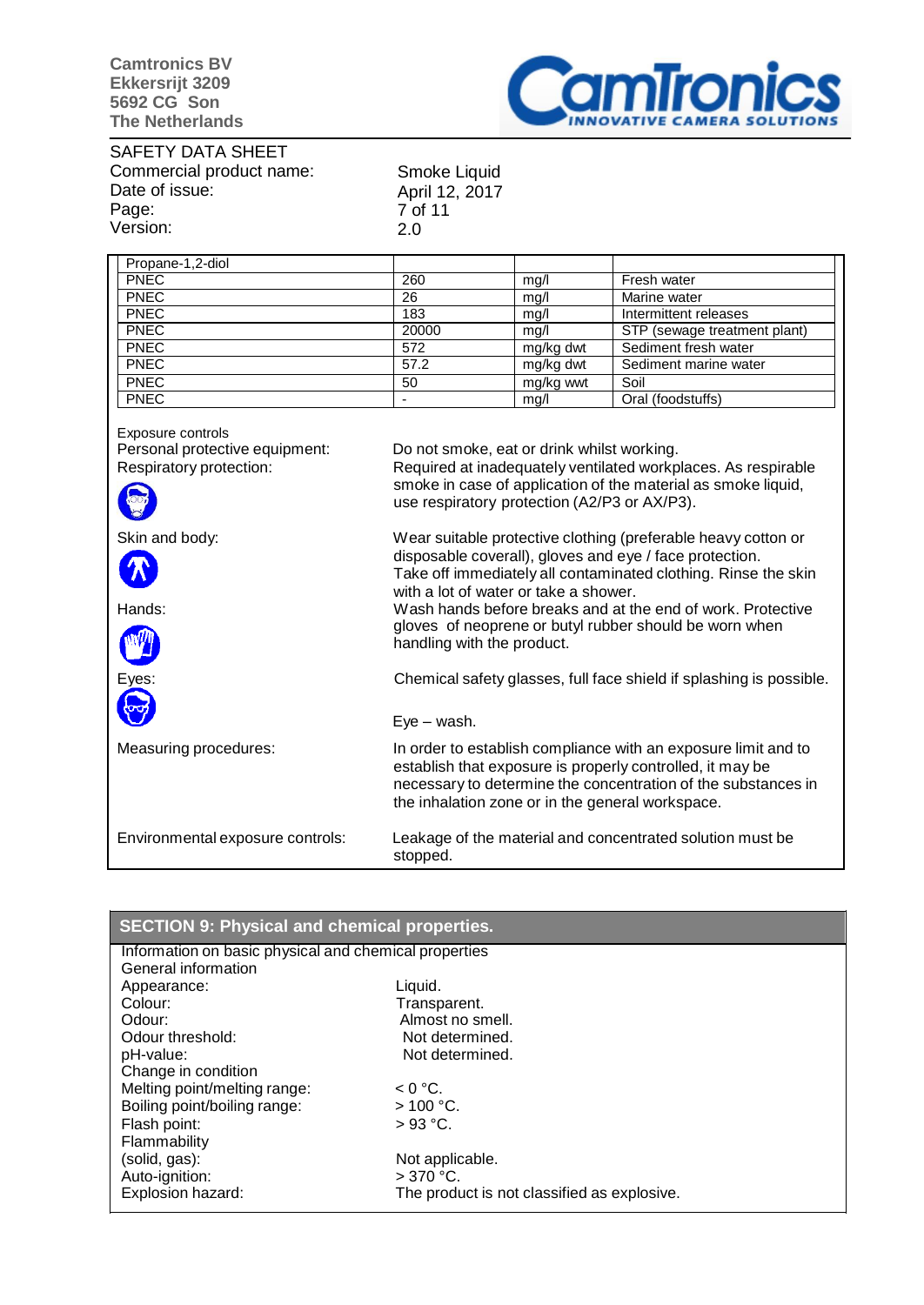| Propane-1,2-diol | | | |
|---|---|---|---|
| PNEC | 260 | mg/l | Fresh water |
| PNEC | 26 | mg/l | Marine water |
| PNEC | 183 | mg/l | Intermittent releases |
| PNEC | 20000 | mg/l | STP (sewage treatment plant) |
| PNEC | 572 | mg/kg dwt | Sediment fresh water |
| PNEC | 57.2 | mg/kg dwt | Sediment marine water |
| PNEC | 50 | mg/kg wwt | Soil |
| PNEC | - | mg/l | Oral (foodstuffs) |

Exposure controls

| | |
|---|---|
| Personal protective equipment: | Do not smoke, eat or drink whilst working. |
| Respiratory protection: | Required at inadequately ventilated workplaces. As respirable smoke in case of application of the material as smoke liquid, use respiratory protection (A2/P3 or AX/P3). |
| Skin and body: | Wear suitable protective clothing (preferable heavy cotton or disposable coverall), gloves and eye / face protection. Take off immediately all contaminated clothing. Rinse the skin with a lot of water or take a shower. |
| Hands: | Wash hands before breaks and at the end of work. Protective gloves of neoprene or butyl rubber should be worn when handling with the product. |
| Eyes: | Chemical safety glasses, full face shield if splashing is possible.<br><br>Eye – wash. |
| Measuring procedures: | In order to establish compliance with an exposure limit and to establish that exposure is properly controlled, it may be necessary to determine the concentration of the substances in the inhalation zone or in the general workspace. |
| Environmental exposure controls: | Leakage of the material and concentrated solution must be stopped. |

## SECTION 9: Physical and chemical properties.

Information on basic physical and chemical properties

General information

| | |
|---|---|
| Appearance: | Liquid. |
| Colour: | Transparent. |
| Odour: | Almost no smell. |
| Odour threshold: | Not determined. |
| pH-value: | Not determined. |
| Change in condition | |
| Melting point/melting range: | < 0 °C. |
| Boiling point/boiling range: | > 100 °C. |
| Flash point: | > 93 °C. |
| Flammability | |
| (solid, gas): | Not applicable. |
| Auto-ignition: | > 370 °C. |
| Explosion hazard: | The product is not classified as explosive. |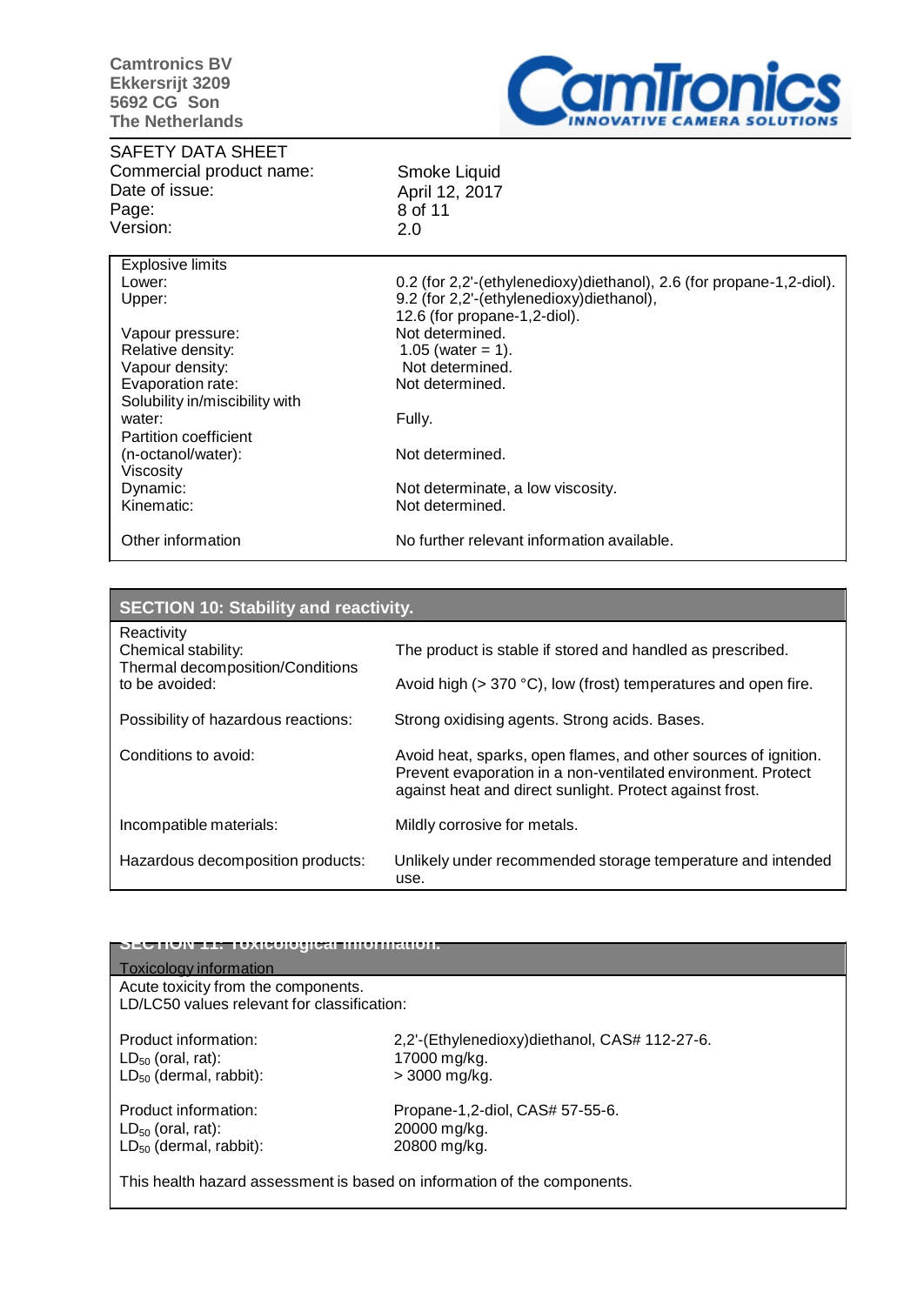| | |
|---|---|
| Explosive limits | |
| Lower: | 0.2 (for 2,2'-(ethylenedioxy)diethanol), 2.6 (for propane-1,2-diol). |
| Upper: | 9.2 (for 2,2'-(ethylenedioxy)diethanol), 12.6 (for propane-1,2-diol). |
| Vapour pressure: | Not determined. |
| Relative density: | 1.05 (water = 1). |
| Vapour density: | Not determined. |
| Evaporation rate: | Not determined. |
| Solubility in/miscibility with water: | Fully. |
| Partition coefficient (n-octanol/water): | Not determined. |
| Viscosity | |
| Dynamic: | Not determinate, a low viscosity. |
| Kinematic: | Not determined. |
| Other information | No further relevant information available. |

## SECTION 10: Stability and reactivity.

| | |
|---|---|
| Reactivity | |
| Chemical stability: | The product is stable if stored and handled as prescribed. |
| Thermal decomposition/Conditions to be avoided: | Avoid high (> 370 °C), low (frost) temperatures and open fire. |
| Possibility of hazardous reactions: | Strong oxidising agents. Strong acids. Bases. |
| Conditions to avoid: | Avoid heat, sparks, open flames, and other sources of ignition. Prevent evaporation in a non-ventilated environment. Protect against heat and direct sunlight. Protect against frost. |
| Incompatible materials: | Mildly corrosive for metals. |
| Hazardous decomposition products: | Unlikely under recommended storage temperature and intended use. |

## SECTION 11: Toxicological information.

Toxicology information

Acute toxicity from the components.
LD/LC50 values relevant for classification:

| | |
|---|---|
| Product information: | 2,2'-(Ethylenedioxy)diethanol, CAS# 112-27-6. |
| $LD_{50}$ (oral, rat): | 17000 mg/kg. |
| $LD_{50}$ (dermal, rabbit): | > 3000 mg/kg. |
| Product information: | Propane-1,2-diol, CAS# 57-55-6. |
| $LD_{50}$ (oral, rat): | 20000 mg/kg. |
| $LD_{50}$ (dermal, rabbit): | 20800 mg/kg. |

This health hazard assessment is based on information of the components.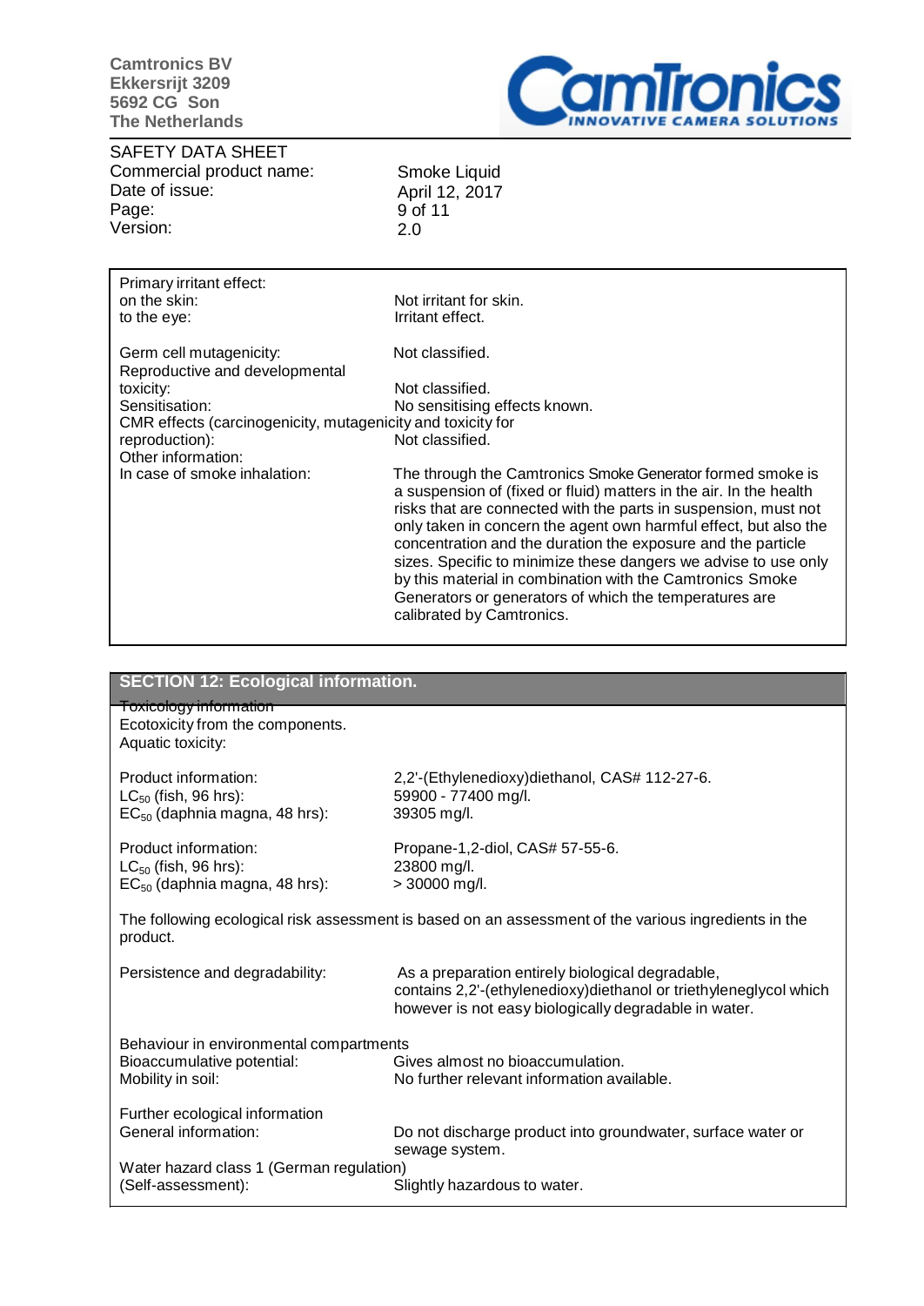Camtronics BV
Ekkersrijt 3209
5692 CG Son
The Netherlands

SAFETY DATA SHEET

| | |
|---|---|
| Commercial product name: | Smoke Liquid |
| Date of issue: | April 12, 2017 |
| Version: | 2.0 |

| | |
|---|---|
| Primary irritant effect: | |
| on the skin: | Not irritant for skin. |
| to the eye: | Irritant effect. |
| Germ cell mutagenicity: | Not classified. |
| Reproductive and developmental toxicity: | Not classified. |
| Sensitisation: | No sensitising effects known. |
| CMR effects (carcinogenicity, mutagenicity and toxicity for reproduction): | Not classified. |
| Other information: | |
| In case of smoke inhalation: | The through the Camtronics Smoke Generator formed smoke is a suspension of (fixed or fluid) matters in the air. In the health risks that are connected with the parts in suspension, must not only taken in concern the agent own harmful effect, but also the concentration and the duration the exposure and the particle sizes. Specific to minimize these dangers we advise to use only by this material in combination with the Camtronics Smoke Generators or generators of which the temperatures are calibrated by Camtronics. |

## SECTION 12: Ecological information.

Toxicology information

Ecotoxicity from the components.

Aquatic toxicity:

| | |
|---|---|
| Product information: | 2,2'-(Ethylenedioxy)diethanol, CAS# 112-27-6. |
| $LC_{50}$ (fish, 96 hrs): | 59900 - 77400 mg/l. |
| $EC_{50}$ (daphnia magna, 48 hrs): | 39305 mg/l. |
| Product information: | Propane-1,2-diol, CAS# 57-55-6. |
| $LC_{50}$ (fish, 96 hrs): | 23800 mg/l. |
| $EC_{50}$ (daphnia magna, 48 hrs): | > 30000 mg/l. |

The following ecological risk assessment is based on an assessment of the various ingredients in the product.

| | |
|---|---|
| Persistence and degradability: | As a preparation entirely biological degradable, contains 2,2'-(ethylenedioxy)diethanol or triethyleneglycol which however is not easy biologically degradable in water. |
| Behaviour in environmental compartments | |
| Bioaccumulative potential: | Gives almost no bioaccumulation. |
| Mobility in soil: | No further relevant information available. |
| Further ecological information | |
| General information: | Do not discharge product into groundwater, surface water or sewage system. |
| Water hazard class 1 (German regulation) (Self-assessment): | Slightly hazardous to water. |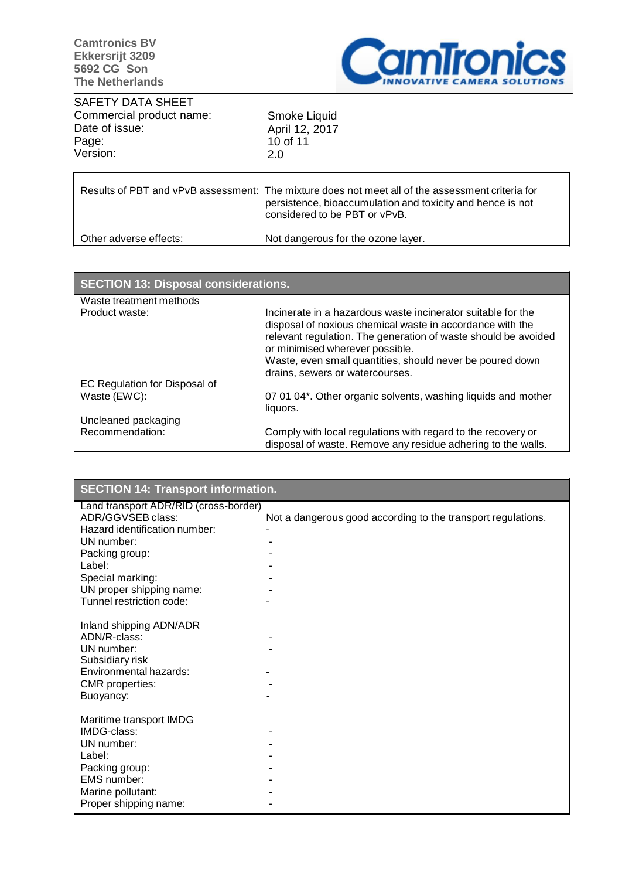| | |
|---|---|
| Results of PBT and vPvB assessment: | The mixture does not meet all of the assessment criteria for persistence, bioaccumulation and toxicity and hence is not considered to be PBT or vPvB. |
| Other adverse effects: | Not dangerous for the ozone layer. |

## SECTION 13: Disposal considerations.

| | |
|---|---|
| Waste treatment methods | |
| Product waste: | Incinerate in a hazardous waste incinerator suitable for the disposal of noxious chemical waste in accordance with the relevant regulation. The generation of waste should be avoided or minimised wherever possible.<br>Waste, even small quantities, should never be poured down drains, sewers or watercourses. |
| EC Regulation for Disposal of Waste (EWC): | 07 01 04*. Other organic solvents, washing liquids and mother liquors. |
| Uncleaned packaging Recommendation: | Comply with local regulations with regard to the recovery or disposal of waste. Remove any residue adhering to the walls. |

## SECTION 14: Transport information.

| | |
|---|---|
| **Land transport ADR/RID (cross-border)** | |
| ADR/GGVSEB class: | Not a dangerous good according to the transport regulations. |
| Hazard identification number: | - |
| UN number: | - |
| Packing group: | - |
| Label: | - |
| Special marking: | - |
| UN proper shipping name: | - |
| Tunnel restriction code: | - |
| **Inland shipping ADN/ADR** | |
| ADN/R-class: | - |
| UN number: | - |
| Subsidiary risk | |
| Environmental hazards: | - |
| CMR properties: | - |
| Buoyancy: | - |
| **Maritime transport IMDG** | |
| IMDG-class: | - |
| UN number: | - |
| Label: | - |
| Packing group: | - |
| EMS number: | - |
| Marine pollutant: | - |
| Proper shipping name: | - |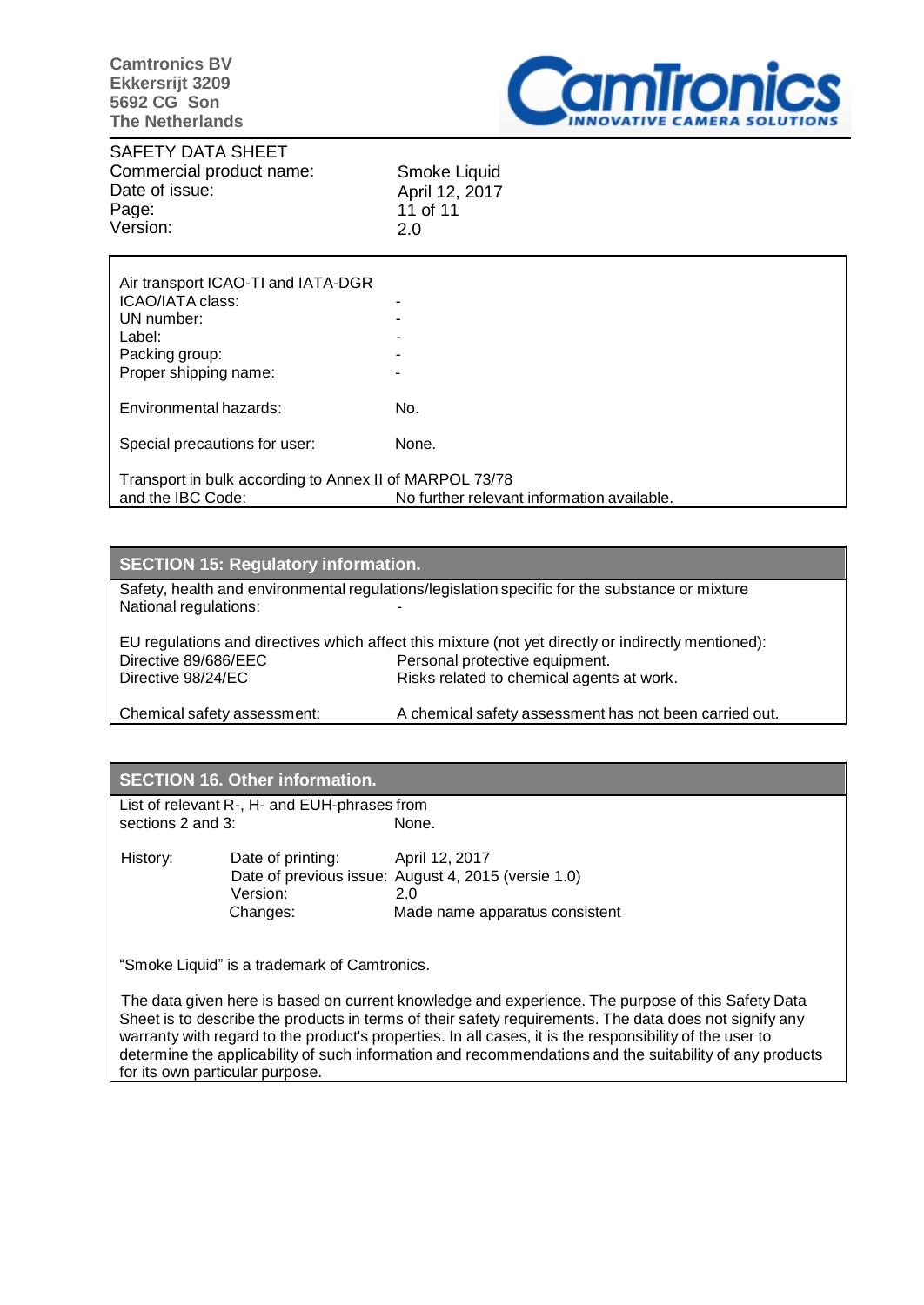Air transport ICAO-TI and IATA-DGR

| | |
|---|---|
| ICAO/IATA class: | - |
| UN number: | - |
| Label: | - |
| Packing group: | - |
| Proper shipping name: | - |
| Environmental hazards: | No. |
| Special precautions for user: | None. |
| Transport in bulk according to Annex II of MARPOL 73/78 and the IBC Code: | No further relevant information available. |

## SECTION 15: Regulatory information.

Safety, health and environmental regulations/legislation specific for the substance or mixture

National regulations: -

EU regulations and directives which affect this mixture (not yet directly or indirectly mentioned):

| | |
|---|---|
| Directive 89/686/EEC | Personal protective equipment. |
| Directive 98/24/EC | Risks related to chemical agents at work. |

Chemical safety assessment: A chemical safety assessment has not been carried out.

## SECTION 16. Other information.

List of relevant R-, H- and EUH-phrases from sections 2 and 3: None.

| | | |
|---|---|---|
| History: | Date of printing: | April 12, 2017 |
| | Date of previous issue: | August 4, 2015 (versie 1.0) |
| | Version: | 2.0 |
| | Changes: | Made name apparatus consistent |

"Smoke Liquid" is a trademark of Camtronics.

The data given here is based on current knowledge and experience. The purpose of this Safety Data Sheet is to describe the products in terms of their safety requirements. The data does not signify any warranty with regard to the product's properties. In all cases, it is the responsibility of the user to determine the applicability of such information and recommendations and the suitability of any products for its own particular purpose.